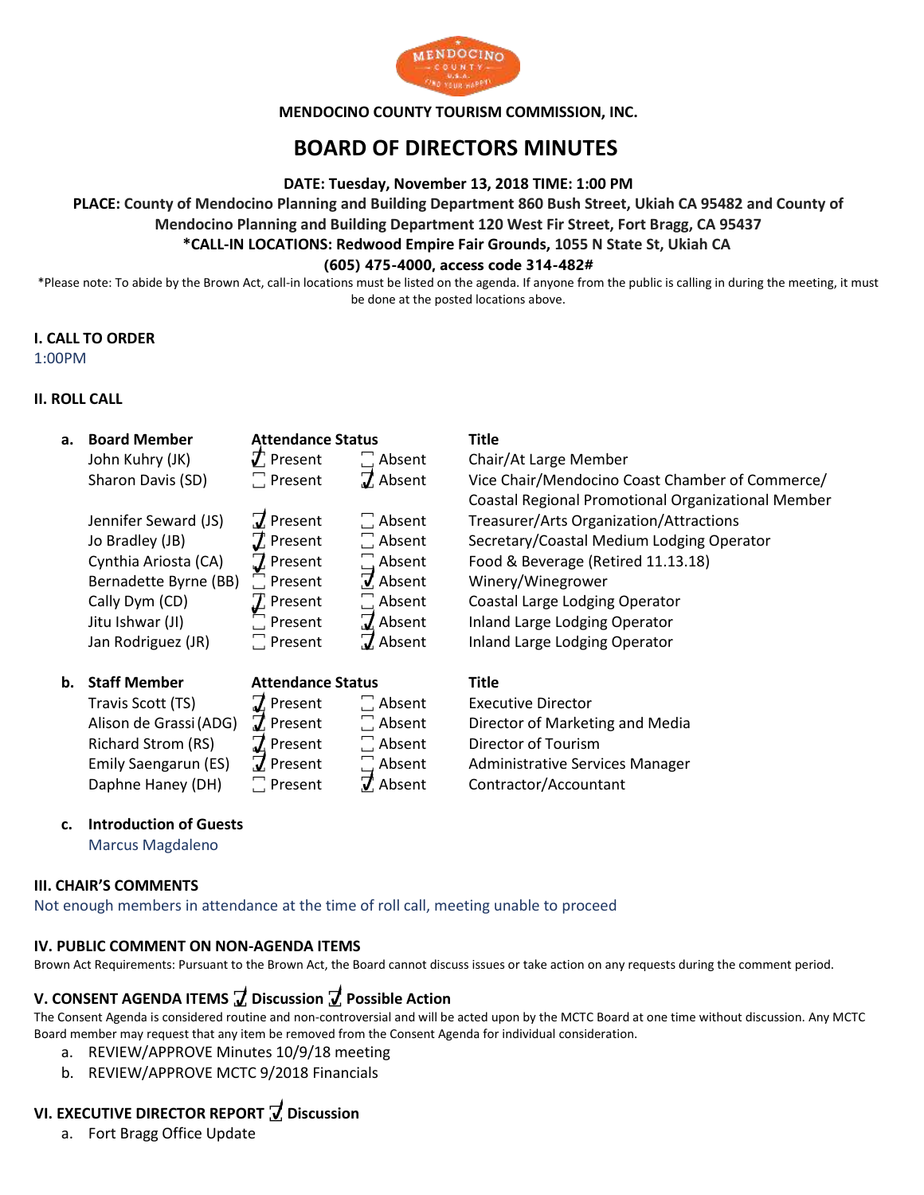MENDOCINO COUNTY TOURISM COMMISSION, INC.

# BOARD OF DIRECTORS MINUTES

**DATE: Tuesday, November 13, 2018 TIME: 1:00 PM**

**PLACE: County of Mendocino Planning and Building Department 860 Bush Street, Ukiah CA 95482 and County of Mendocino Planning and Building Department 120 West Fir Street, Fort Bragg, CA 95437**

***CALL-IN LOCATIONS: Redwood Empire Fair Grounds, 1055 N State St, Ukiah CA**

**(605) 475-4000, access code 314-482#**

*Please note: To abide by the Brown Act, call-in locations must be listed on the agenda. If anyone from the public is calling in during the meeting, it must be done at the posted locations above.

## I. CALL TO ORDER

1:00PM

## II. ROLL CALL

**a.**

| Board Member | Attendance Status | | Title |
|---|---|---|---|
| John Kuhry (JK) | ☑ Present | ☐ Absent | Chair/At Large Member |
| Sharon Davis (SD) | ☐ Present | ☑ Absent | Vice Chair/Mendocino Coast Chamber of Commerce/ Coastal Regional Promotional Organizational Member |
| Jennifer Seward (JS) | ☑ Present | ☐ Absent | Treasurer/Arts Organization/Attractions |
| Jo Bradley (JB) | ☑ Present | ☐ Absent | Secretary/Coastal Medium Lodging Operator |
| Cynthia Ariosta (CA) | ☑ Present | ☐ Absent | Food & Beverage (Retired 11.13.18) |
| Bernadette Byrne (BB) | ☐ Present | ☑ Absent | Winery/Winegrower |
| Cally Dym (CD) | ☑ Present | ☐ Absent | Coastal Large Lodging Operator |
| Jitu Ishwar (JI) | ☐ Present | ☑ Absent | Inland Large Lodging Operator |
| Jan Rodriguez (JR) | ☐ Present | ☑ Absent | Inland Large Lodging Operator |

**b.**

| Staff Member | Attendance Status | | Title |
|---|---|---|---|
| Travis Scott (TS) | ☑ Present | ☐ Absent | Executive Director |
| Alison de Grassi (ADG) | ☑ Present | ☐ Absent | Director of Marketing and Media |
| Richard Strom (RS) | ☑ Present | ☐ Absent | Director of Tourism |
| Emily Saengarun (ES) | ☑ Present | ☐ Absent | Administrative Services Manager |
| Daphne Haney (DH) | ☐ Present | ☑ Absent | Contractor/Accountant |

**c. Introduction of Guests**

Marcus Magdaleno

## III. CHAIR'S COMMENTS

Not enough members in attendance at the time of roll call, meeting unable to proceed

## IV. PUBLIC COMMENT ON NON-AGENDA ITEMS

Brown Act Requirements: Pursuant to the Brown Act, the Board cannot discuss issues or take action on any requests during the comment period.

## V. CONSENT AGENDA ITEMS ☑ Discussion ☑ Possible Action

The Consent Agenda is considered routine and non-controversial and will be acted upon by the MCTC Board at one time without discussion. Any MCTC Board member may request that any item be removed from the Consent Agenda for individual consideration.

a. REVIEW/APPROVE Minutes 10/9/18 meeting
b. REVIEW/APPROVE MCTC 9/2018 Financials

## VI. EXECUTIVE DIRECTOR REPORT ☑ Discussion

a. Fort Bragg Office Update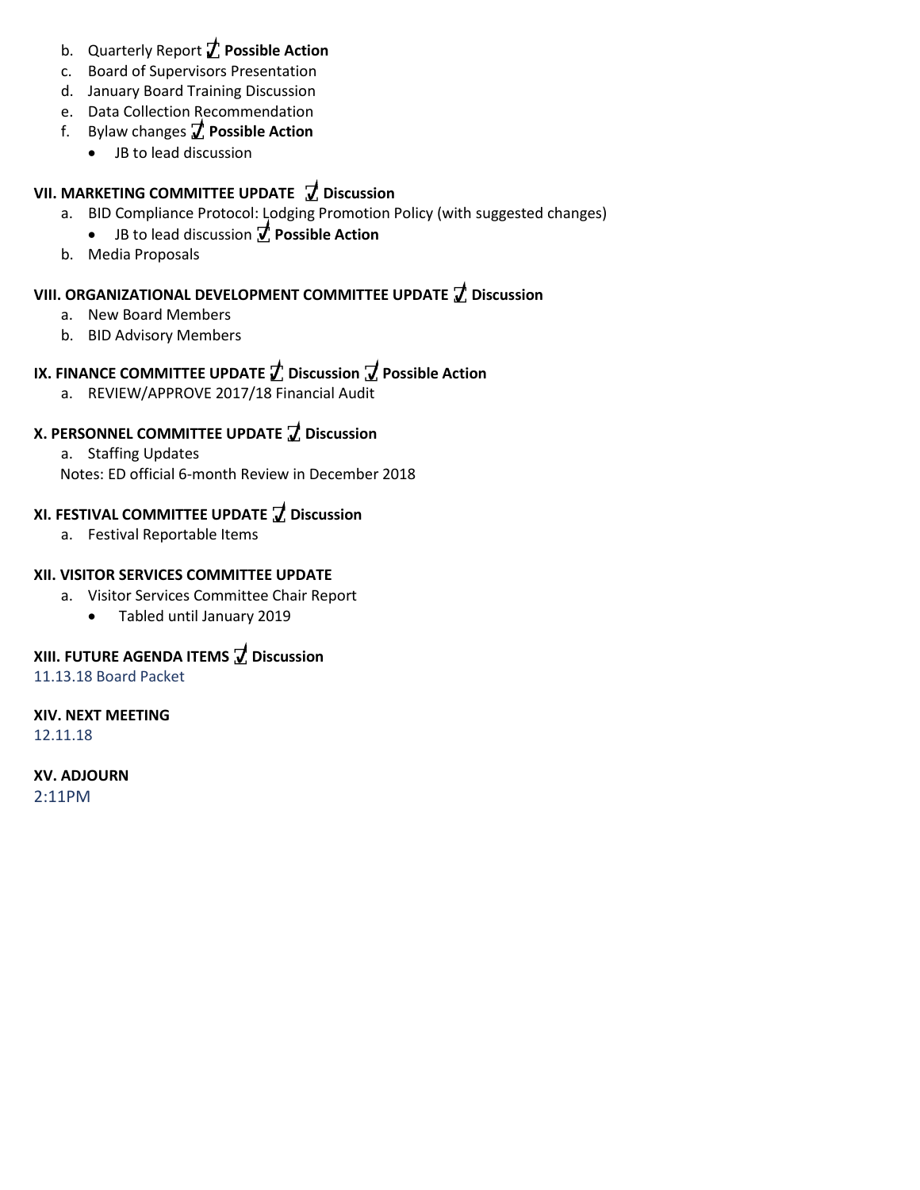b. Quarterly Report ☑ **Possible Action**
c. Board of Supervisors Presentation
d. January Board Training Discussion
e. Data Collection Recommendation
f. Bylaw changes ☑ **Possible Action**
    - JB to lead discussion

**VII. MARKETING COMMITTEE UPDATE ☑ Discussion**

a. BID Compliance Protocol: Lodging Promotion Policy (with suggested changes)
    - JB to lead discussion ☑ **Possible Action**

b. Media Proposals

**VIII. ORGANIZATIONAL DEVELOPMENT COMMITTEE UPDATE ☑ Discussion**

a. New Board Members
b. BID Advisory Members

**IX. FINANCE COMMITTEE UPDATE ☑ Discussion ☑ Possible Action**

a. REVIEW/APPROVE 2017/18 Financial Audit

**X. PERSONNEL COMMITTEE UPDATE ☑ Discussion**

a. Staffing Updates

Notes: ED official 6-month Review in December 2018

**XI. FESTIVAL COMMITTEE UPDATE ☑ Discussion**

a. Festival Reportable Items

**XII. VISITOR SERVICES COMMITTEE UPDATE**

a. Visitor Services Committee Chair Report
    - Tabled until January 2019

**XIII. FUTURE AGENDA ITEMS ☑ Discussion**

11.13.18 Board Packet

**XIV. NEXT MEETING**

12.11.18

**XV. ADJOURN**

2:11PM